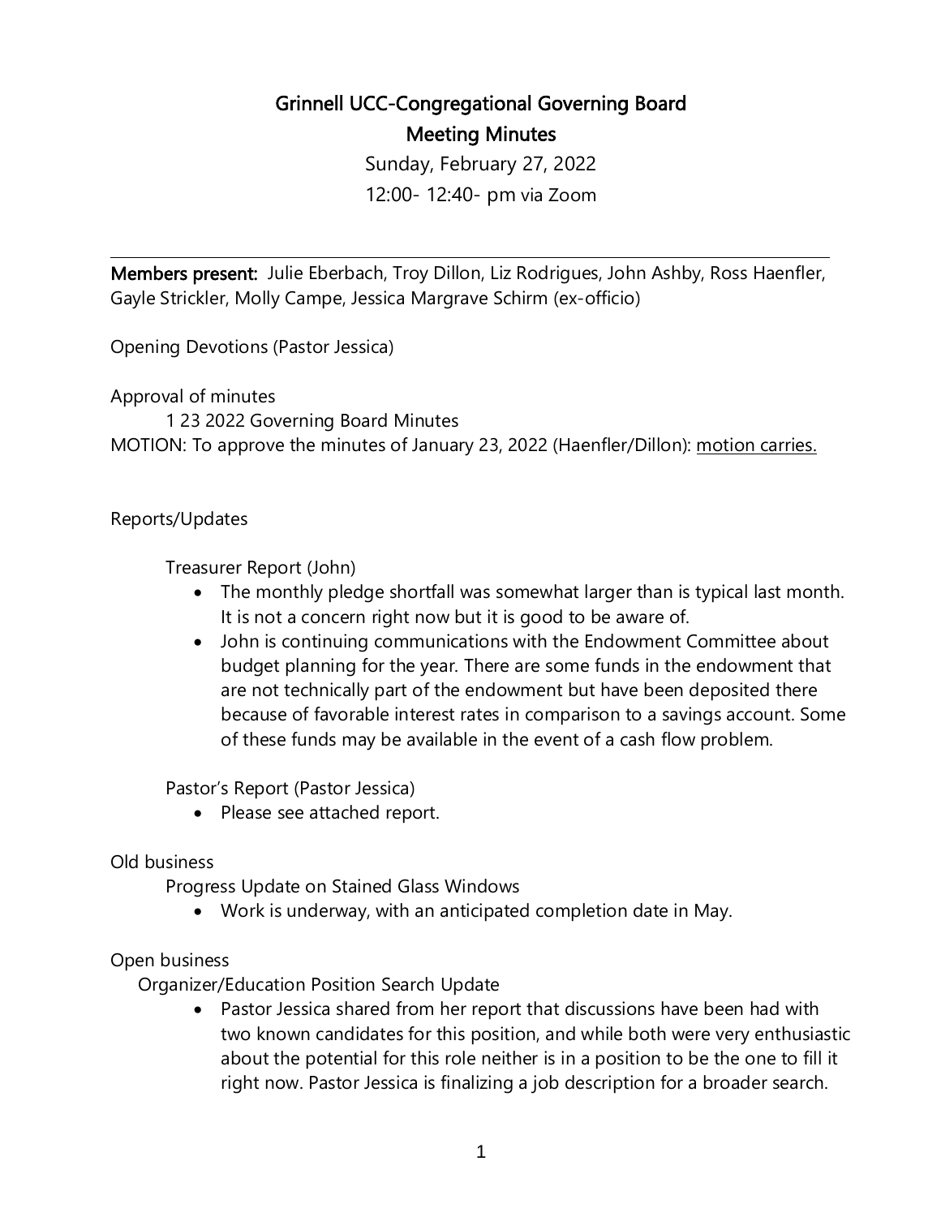# Grinnell UCC-Congregational Governing Board

## Meeting Minutes

Sunday, February 27, 2022

12:00- 12:40- pm via Zoom

---

**Members present:** Julie Eberbach, Troy Dillon, Liz Rodrigues, John Ashby, Ross Haenfler, Gayle Strickler, Molly Campe, Jessica Margrave Schirm (ex-officio)

Opening Devotions (Pastor Jessica)

Approval of minutes

1 23 2022 Governing Board Minutes

MOTION: To approve the minutes of January 23, 2022 (Haenfler/Dillon): <u>motion carries.</u>

Reports/Updates

Treasurer Report (John)

- The monthly pledge shortfall was somewhat larger than is typical last month. It is not a concern right now but it is good to be aware of.
- John is continuing communications with the Endowment Committee about budget planning for the year. There are some funds in the endowment that are not technically part of the endowment but have been deposited there because of favorable interest rates in comparison to a savings account. Some of these funds may be available in the event of a cash flow problem.

Pastor's Report (Pastor Jessica)

- Please see attached report.

Old business

Progress Update on Stained Glass Windows

- Work is underway, with an anticipated completion date in May.

Open business

Organizer/Education Position Search Update

- Pastor Jessica shared from her report that discussions have been had with two known candidates for this position, and while both were very enthusiastic about the potential for this role neither is in a position to be the one to fill it right now. Pastor Jessica is finalizing a job description for a broader search.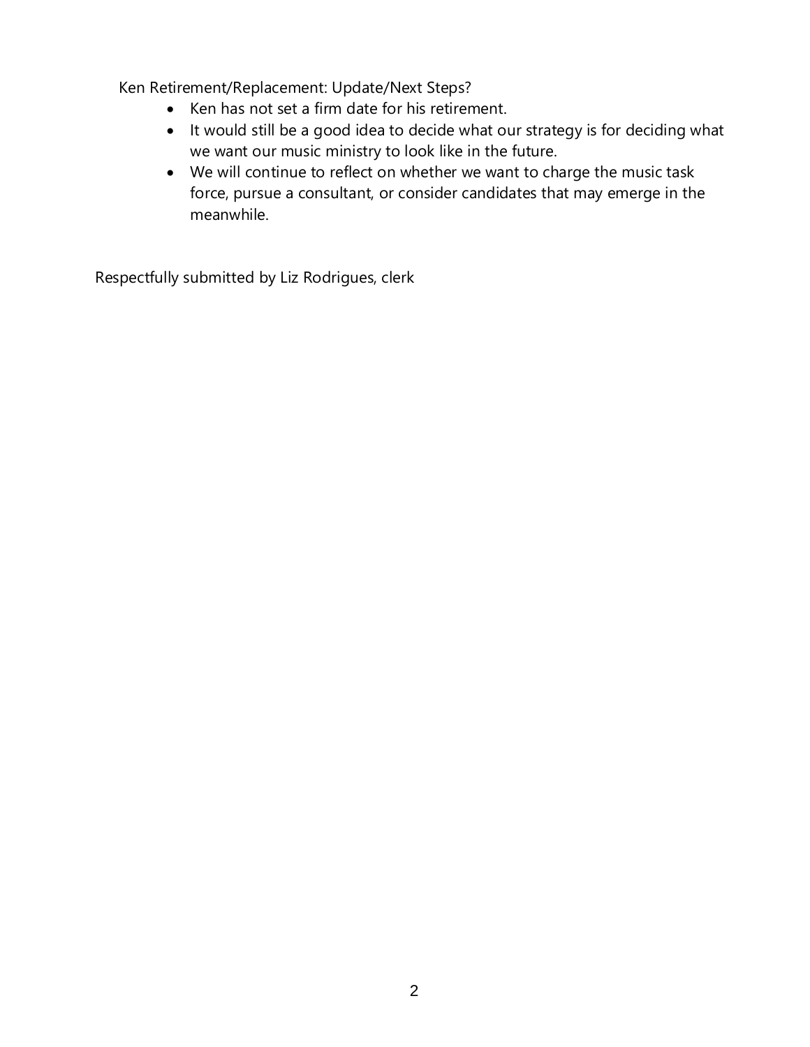Ken Retirement/Replacement: Update/Next Steps?

- Ken has not set a firm date for his retirement.
- It would still be a good idea to decide what our strategy is for deciding what we want our music ministry to look like in the future.
- We will continue to reflect on whether we want to charge the music task force, pursue a consultant, or consider candidates that may emerge in the meanwhile.

Respectfully submitted by Liz Rodrigues, clerk